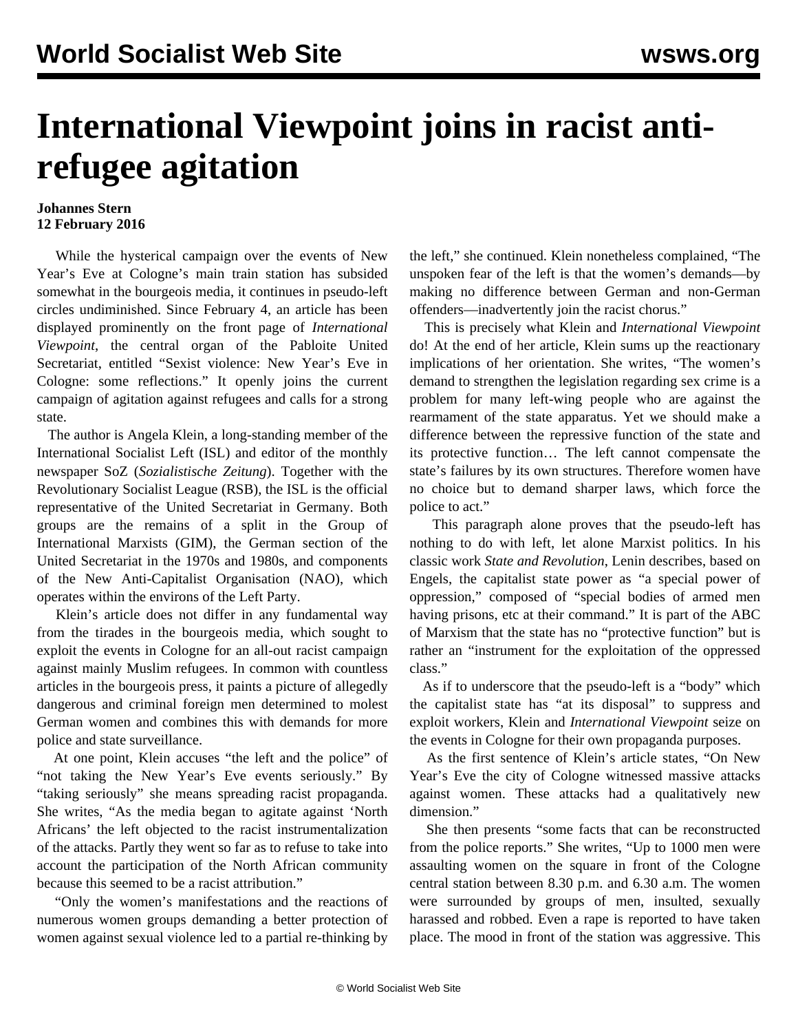# International Viewpoint joins in racist anti-refugee agitation

**Johannes Stern**
**12 February 2016**

While the hysterical campaign over the events of New Year's Eve at Cologne's main train station has subsided somewhat in the bourgeois media, it continues in pseudo-left circles undiminished. Since February 4, an article has been displayed prominently on the front page of *International Viewpoint*, the central organ of the Pabloite United Secretariat, entitled "Sexist violence: New Year's Eve in Cologne: some reflections." It openly joins the current campaign of agitation against refugees and calls for a strong state.

The author is Angela Klein, a long-standing member of the International Socialist Left (ISL) and editor of the monthly newspaper SoZ (*Sozialistische Zeitung*). Together with the Revolutionary Socialist League (RSB), the ISL is the official representative of the United Secretariat in Germany. Both groups are the remains of a split in the Group of International Marxists (GIM), the German section of the United Secretariat in the 1970s and 1980s, and components of the New Anti-Capitalist Organisation (NAO), which operates within the environs of the Left Party.

Klein's article does not differ in any fundamental way from the tirades in the bourgeois media, which sought to exploit the events in Cologne for an all-out racist campaign against mainly Muslim refugees. In common with countless articles in the bourgeois press, it paints a picture of allegedly dangerous and criminal foreign men determined to molest German women and combines this with demands for more police and state surveillance.

At one point, Klein accuses "the left and the police" of "not taking the New Year's Eve events seriously." By "taking seriously" she means spreading racist propaganda. She writes, "As the media began to agitate against 'North Africans' the left objected to the racist instrumentalization of the attacks. Partly they went so far as to refuse to take into account the participation of the North African community because this seemed to be a racist attribution."

"Only the women's manifestations and the reactions of numerous women groups demanding a better protection of women against sexual violence led to a partial re-thinking by the left," she continued. Klein nonetheless complained, "The unspoken fear of the left is that the women's demands—by making no difference between German and non-German offenders—inadvertently join the racist chorus."

This is precisely what Klein and *International Viewpoint* do! At the end of her article, Klein sums up the reactionary implications of her orientation. She writes, "The women's demand to strengthen the legislation regarding sex crime is a problem for many left-wing people who are against the rearmament of the state apparatus. Yet we should make a difference between the repressive function of the state and its protective function… The left cannot compensate the state's failures by its own structures. Therefore women have no choice but to demand sharper laws, which force the police to act."

This paragraph alone proves that the pseudo-left has nothing to do with left, let alone Marxist politics. In his classic work *State and Revolution*, Lenin describes, based on Engels, the capitalist state power as "a special power of oppression," composed of "special bodies of armed men having prisons, etc at their command." It is part of the ABC of Marxism that the state has no "protective function" but is rather an "instrument for the exploitation of the oppressed class."

As if to underscore that the pseudo-left is a "body" which the capitalist state has "at its disposal" to suppress and exploit workers, Klein and *International Viewpoint* seize on the events in Cologne for their own propaganda purposes.

As the first sentence of Klein's article states, "On New Year's Eve the city of Cologne witnessed massive attacks against women. These attacks had a qualitatively new dimension."

She then presents "some facts that can be reconstructed from the police reports." She writes, "Up to 1000 men were assaulting women on the square in front of the Cologne central station between 8.30 p.m. and 6.30 a.m. The women were surrounded by groups of men, insulted, sexually harassed and robbed. Even a rape is reported to have taken place. The mood in front of the station was aggressive. This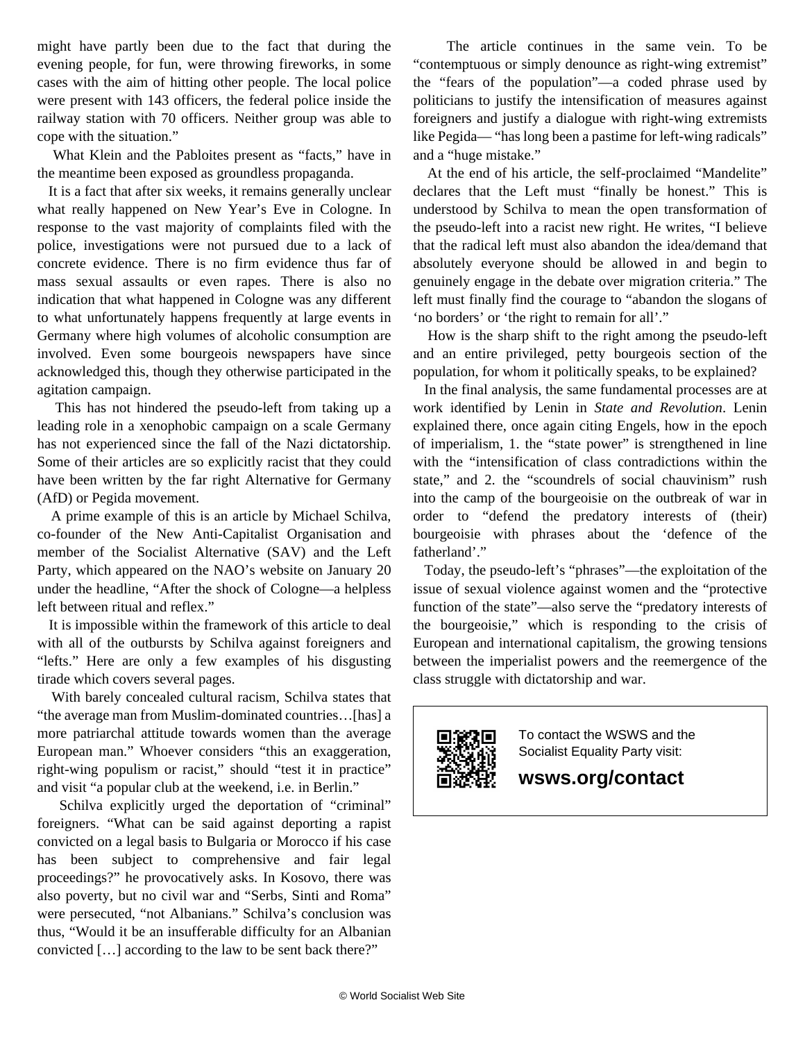might have partly been due to the fact that during the evening people, for fun, were throwing fireworks, in some cases with the aim of hitting other people. The local police were present with 143 officers, the federal police inside the railway station with 70 officers. Neither group was able to cope with the situation."

What Klein and the Pabloites present as "facts," have in the meantime been exposed as groundless propaganda.

It is a fact that after six weeks, it remains generally unclear what really happened on New Year's Eve in Cologne. In response to the vast majority of complaints filed with the police, investigations were not pursued due to a lack of concrete evidence. There is no firm evidence thus far of mass sexual assaults or even rapes. There is also no indication that what happened in Cologne was any different to what unfortunately happens frequently at large events in Germany where high volumes of alcoholic consumption are involved. Even some bourgeois newspapers have since acknowledged this, though they otherwise participated in the agitation campaign.

This has not hindered the pseudo-left from taking up a leading role in a xenophobic campaign on a scale Germany has not experienced since the fall of the Nazi dictatorship. Some of their articles are so explicitly racist that they could have been written by the far right Alternative for Germany (AfD) or Pegida movement.

A prime example of this is an article by Michael Schilva, co-founder of the New Anti-Capitalist Organisation and member of the Socialist Alternative (SAV) and the Left Party, which appeared on the NAO's website on January 20 under the headline, "After the shock of Cologne—a helpless left between ritual and reflex."

It is impossible within the framework of this article to deal with all of the outbursts by Schilva against foreigners and "lefts." Here are only a few examples of his disgusting tirade which covers several pages.

With barely concealed cultural racism, Schilva states that "the average man from Muslim-dominated countries…[has] a more patriarchal attitude towards women than the average European man." Whoever considers "this an exaggeration, right-wing populism or racist," should "test it in practice" and visit "a popular club at the weekend, i.e. in Berlin."

Schilva explicitly urged the deportation of "criminal" foreigners. "What can be said against deporting a rapist convicted on a legal basis to Bulgaria or Morocco if his case has been subject to comprehensive and fair legal proceedings?" he provocatively asks. In Kosovo, there was also poverty, but no civil war and "Serbs, Sinti and Roma" were persecuted, "not Albanians." Schilva's conclusion was thus, "Would it be an insufferable difficulty for an Albanian convicted […] according to the law to be sent back there?"

The article continues in the same vein. To be "contemptuous or simply denounce as right-wing extremist" the "fears of the population"—a coded phrase used by politicians to justify the intensification of measures against foreigners and justify a dialogue with right-wing extremists like Pegida— "has long been a pastime for left-wing radicals" and a "huge mistake."

At the end of his article, the self-proclaimed "Mandelite" declares that the Left must "finally be honest." This is understood by Schilva to mean the open transformation of the pseudo-left into a racist new right. He writes, "I believe that the radical left must also abandon the idea/demand that absolutely everyone should be allowed in and begin to genuinely engage in the debate over migration criteria." The left must finally find the courage to "abandon the slogans of 'no borders' or 'the right to remain for all'."

How is the sharp shift to the right among the pseudo-left and an entire privileged, petty bourgeois section of the population, for whom it politically speaks, to be explained?

In the final analysis, the same fundamental processes are at work identified by Lenin in *State and Revolution*. Lenin explained there, once again citing Engels, how in the epoch of imperialism, 1. the "state power" is strengthened in line with the "intensification of class contradictions within the state," and 2. the "scoundrels of social chauvinism" rush into the camp of the bourgeoisie on the outbreak of war in order to "defend the predatory interests of (their) bourgeoisie with phrases about the 'defence of the fatherland'."

Today, the pseudo-left's "phrases"—the exploitation of the issue of sexual violence against women and the "protective function of the state"—also serve the "predatory interests of the bourgeoisie," which is responding to the crisis of European and international capitalism, the growing tensions between the imperialist powers and the reemergence of the class struggle with dictatorship and war.

To contact the WSWS and the Socialist Equality Party visit:

**wsws.org/contact**